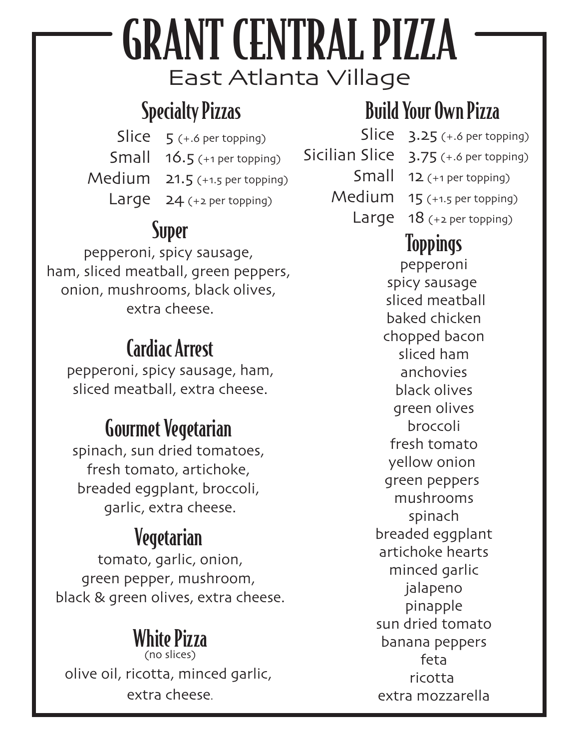# GRANT CENTRAL PIZZA

East Atlanta Village

## Specialty Pizzas

| | |
|---|---|
| Slice | 5 (+.6 per topping) |
| Small | 16.5 (+1 per topping) |
| Medium | 21.5 (+1.5 per topping) |
| Large | 24 (+2 per topping) |

### Super

pepperoni, spicy sausage, ham, sliced meatball, green peppers, onion, mushrooms, black olives, extra cheese.

### Cardiac Arrest

pepperoni, spicy sausage, ham, sliced meatball, extra cheese.

### Gourmet Vegetarian

spinach, sun dried tomatoes, fresh tomato, artichoke, breaded eggplant, broccoli, garlic, extra cheese.

### Vegetarian

tomato, garlic, onion, green pepper, mushroom, black & green olives, extra cheese.

### White Pizza

(no slices)

olive oil, ricotta, minced garlic, extra cheese.

## Build Your Own Pizza

| | |
|---|---|
| Slice | 3.25 (+.6 per topping) |
| Sicilian Slice | 3.75 (+.6 per topping) |
| Small | 12 (+1 per topping) |
| Medium | 15 (+1.5 per topping) |
| Large | 18 (+2 per topping) |

### Toppings

pepperoni
spicy sausage
sliced meatball
baked chicken
chopped bacon
sliced ham
anchovies
black olives
green olives
broccoli
fresh tomato
yellow onion
green peppers
mushrooms
spinach
breaded eggplant
artichoke hearts
minced garlic
jalapeno
pinapple
sun dried tomato
banana peppers
feta
ricotta
extra mozzarella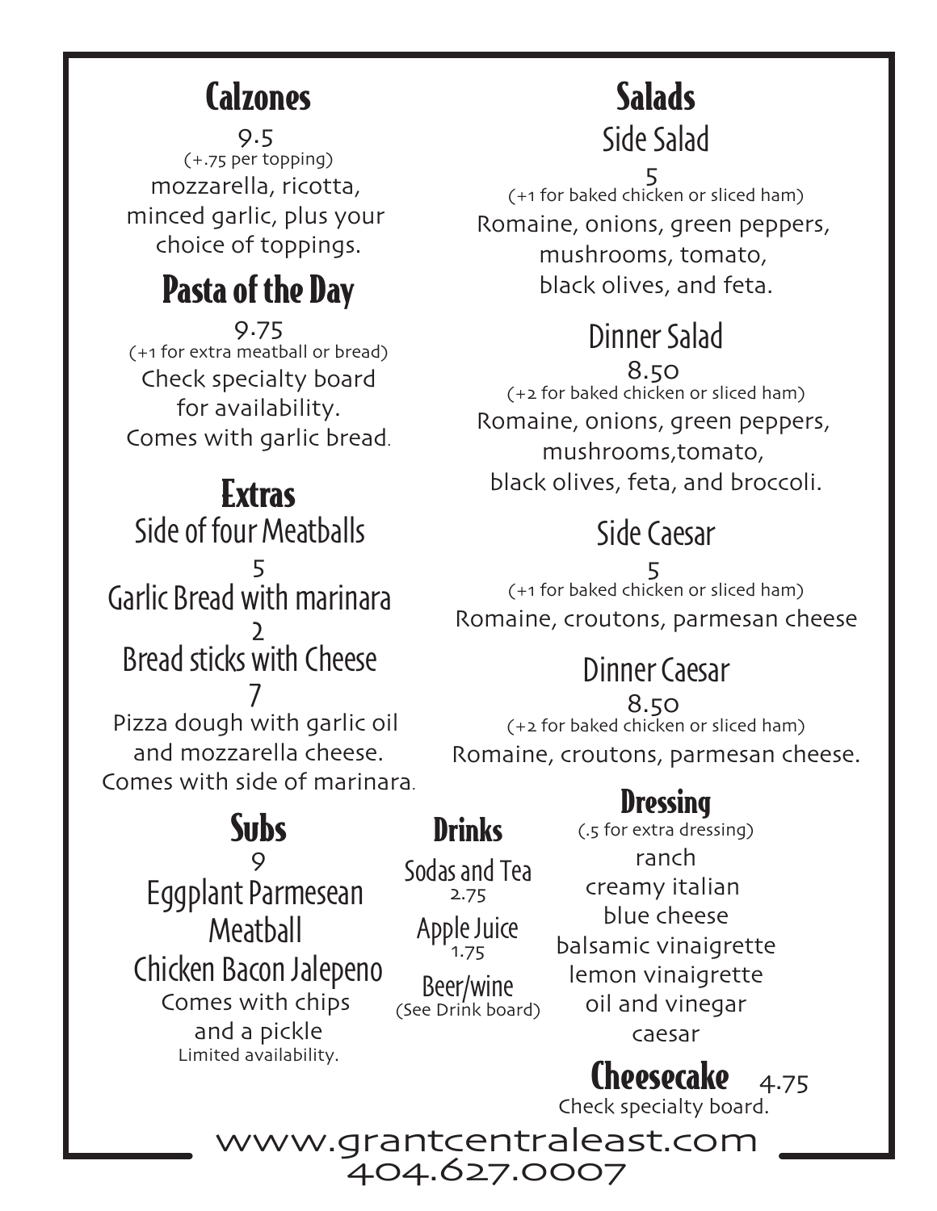## Calzones

9.5
(+.75 per topping)
mozzarella, ricotta, minced garlic, plus your choice of toppings.

## Pasta of the Day

9.75
(+1 for extra meatball or bread)
Check specialty board for availability.
Comes with garlic bread.

## Extras

### Side of four Meatballs

5

### Garlic Bread with marinara

2

### Bread sticks with Cheese

7
Pizza dough with garlic oil and mozzarella cheese.
Comes with side of marinara.

## Subs

9

Eggplant Parmesean

Meatball

Chicken Bacon Jalepeno

Comes with chips and a pickle
Limited availability.

## Drinks

Sodas and Tea
2.75

Apple Juice
1.75

Beer/wine
(See Drink board)

## Salads

### Side Salad

5
(+1 for baked chicken or sliced ham)
Romaine, onions, green peppers, mushrooms, tomato, black olives, and feta.

### Dinner Salad

8.50
(+2 for baked chicken or sliced ham)
Romaine, onions, green peppers, mushrooms,tomato, black olives, feta, and broccoli.

### Side Caesar

5
(+1 for baked chicken or sliced ham)
Romaine, croutons, parmesan cheese

### Dinner Caesar

8.50
(+2 for baked chicken or sliced ham)
Romaine, croutons, parmesan cheese.

## Dressing

(.5 for extra dressing)

ranch
creamy italian
blue cheese
balsamic vinaigrette
lemon vinaigrette
oil and vinegar
caesar

## Cheesecake 4.75

Check specialty board.

www.grantcentraleast.com
404.627.0007